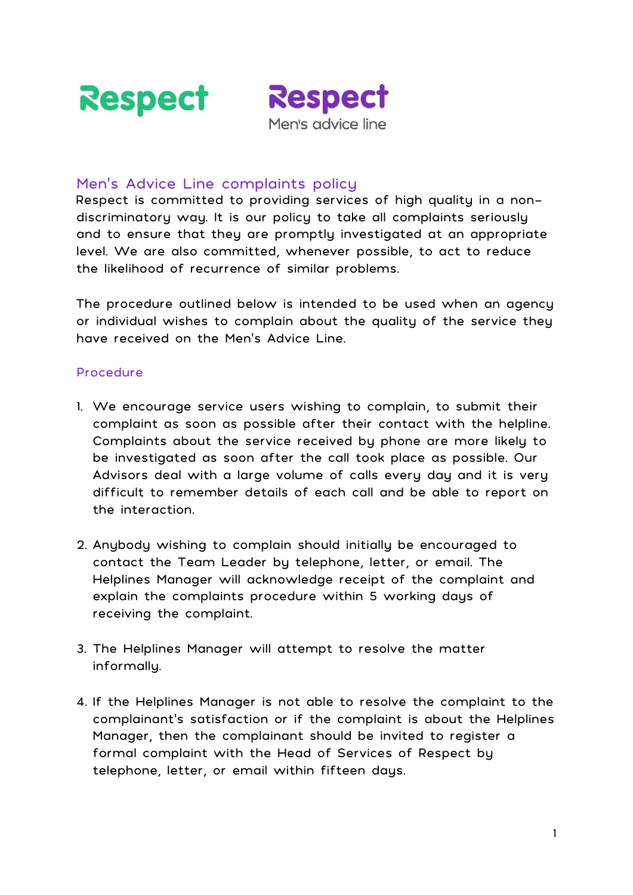# Men's Advice Line complaints policy

Respect is committed to providing services of high quality in a non-discriminatory way. It is our policy to take all complaints seriously and to ensure that they are promptly investigated at an appropriate level. We are also committed, whenever possible, to act to reduce the likelihood of recurrence of similar problems.

The procedure outlined below is intended to be used when an agency or individual wishes to complain about the quality of the service they have received on the Men's Advice Line.

## Procedure

1. We encourage service users wishing to complain, to submit their complaint as soon as possible after their contact with the helpline. Complaints about the service received by phone are more likely to be investigated as soon after the call took place as possible. Our Advisors deal with a large volume of calls every day and it is very difficult to remember details of each call and be able to report on the interaction.

2. Anybody wishing to complain should initially be encouraged to contact the Team Leader by telephone, letter, or email. The Helplines Manager will acknowledge receipt of the complaint and explain the complaints procedure within 5 working days of receiving the complaint.

3. The Helplines Manager will attempt to resolve the matter informally.

4. If the Helplines Manager is not able to resolve the complaint to the complainant's satisfaction or if the complaint is about the Helplines Manager, then the complainant should be invited to register a formal complaint with the Head of Services of Respect by telephone, letter, or email within fifteen days.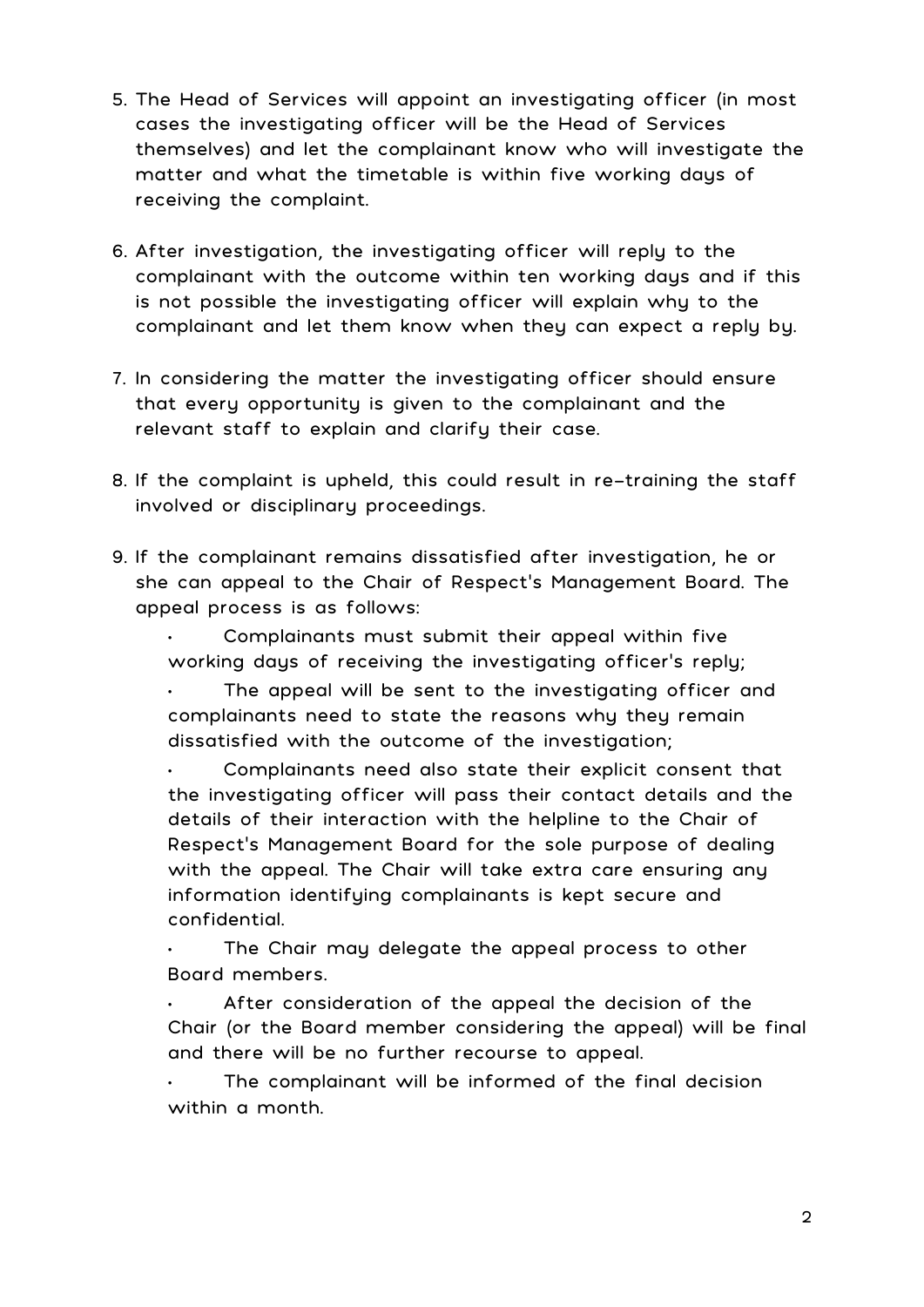5. The Head of Services will appoint an investigating officer (in most cases the investigating officer will be the Head of Services themselves) and let the complainant know who will investigate the matter and what the timetable is within five working days of receiving the complaint.

6. After investigation, the investigating officer will reply to the complainant with the outcome within ten working days and if this is not possible the investigating officer will explain why to the complainant and let them know when they can expect a reply by.

7. In considering the matter the investigating officer should ensure that every opportunity is given to the complainant and the relevant staff to explain and clarify their case.

8. If the complaint is upheld, this could result in re-training the staff involved or disciplinary proceedings.

9. If the complainant remains dissatisfied after investigation, he or she can appeal to the Chair of Respect's Management Board. The appeal process is as follows:

   - Complainants must submit their appeal within five working days of receiving the investigating officer's reply;
   - The appeal will be sent to the investigating officer and complainants need to state the reasons why they remain dissatisfied with the outcome of the investigation;
   - Complainants need also state their explicit consent that the investigating officer will pass their contact details and the details of their interaction with the helpline to the Chair of Respect's Management Board for the sole purpose of dealing with the appeal. The Chair will take extra care ensuring any information identifying complainants is kept secure and confidential.
   - The Chair may delegate the appeal process to other Board members.
   - After consideration of the appeal the decision of the Chair (or the Board member considering the appeal) will be final and there will be no further recourse to appeal.
   - The complainant will be informed of the final decision within a month.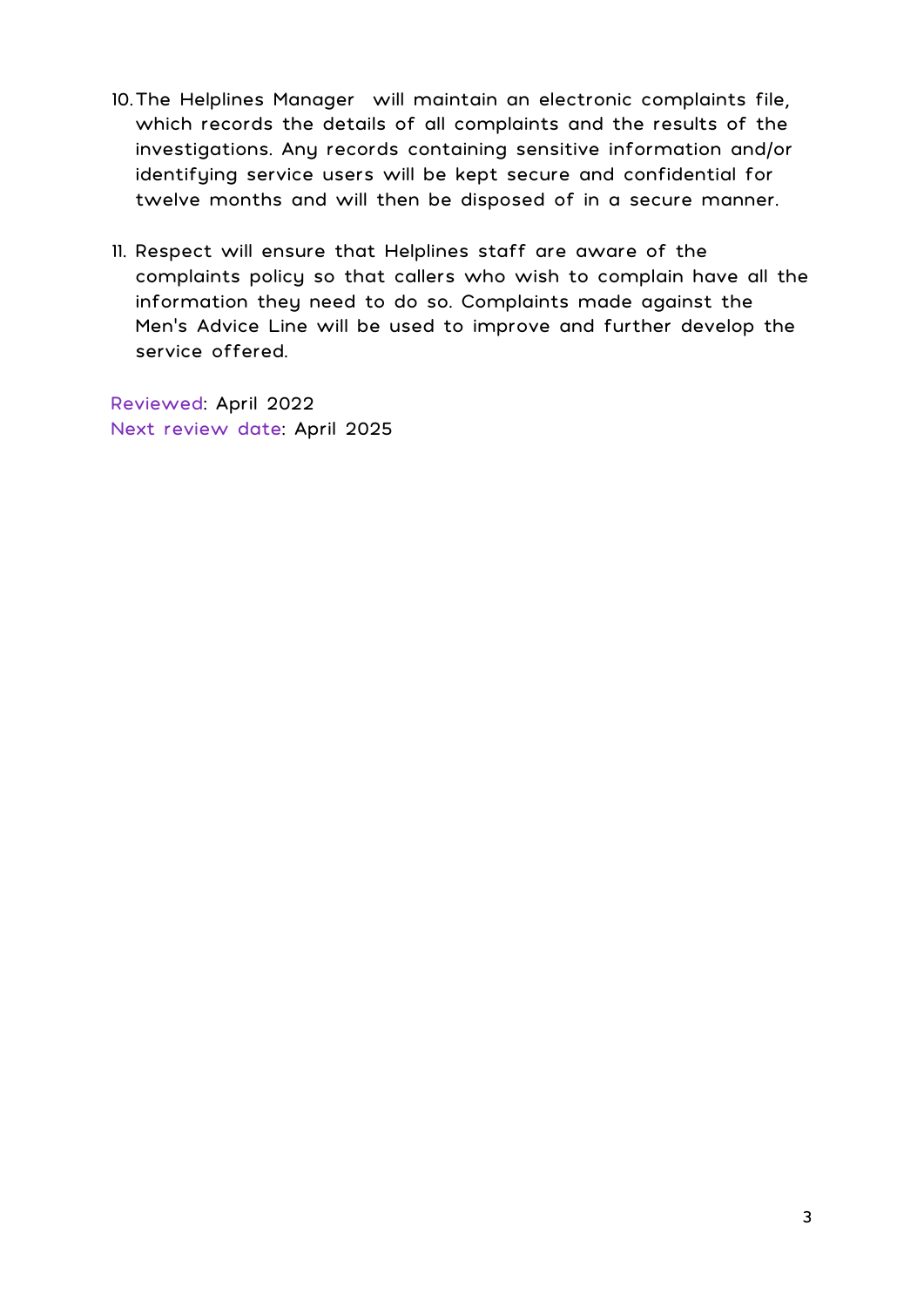10. The Helplines Manager will maintain an electronic complaints file, which records the details of all complaints and the results of the investigations. Any records containing sensitive information and/or identifying service users will be kept secure and confidential for twelve months and will then be disposed of in a secure manner.

11. Respect will ensure that Helplines staff are aware of the complaints policy so that callers who wish to complain have all the information they need to do so. Complaints made against the Men's Advice Line will be used to improve and further develop the service offered.

Reviewed: April 2022
Next review date: April 2025